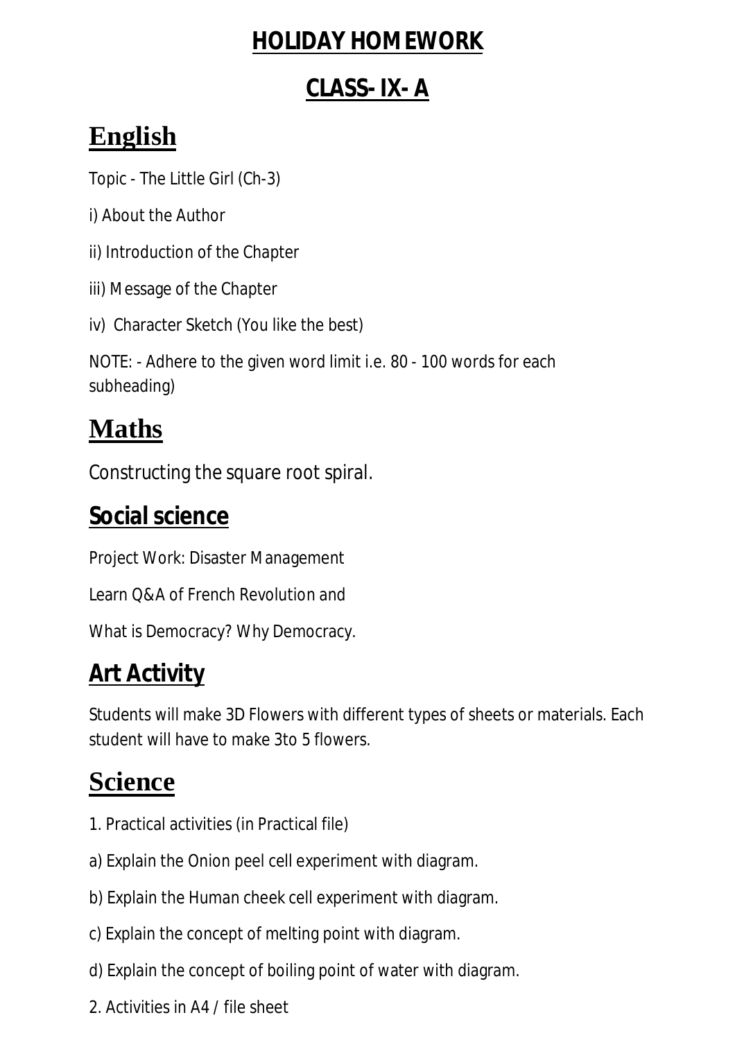# HOLIDAY HOMEWORK

# CLASS- IX- A

## English

Topic - The Little Girl (Ch-3)

i) About the Author

ii) Introduction of the Chapter

iii) Message of the Chapter

iv) Character Sketch (You like the best)

NOTE: - Adhere to the given word limit i.e. 80 - 100 words for each subheading)

## Maths

Constructing the square root spiral.

## Social science

Project Work: Disaster Management

Learn Q&A of French Revolution and

What is Democracy? Why Democracy.

## Art Activity

Students will make 3D Flowers with different types of sheets or materials. Each student will have to make 3to 5 flowers.

## Science

1. Practical activities (in Practical file)

a) Explain the Onion peel cell experiment with diagram.

b) Explain the Human cheek cell experiment with diagram.

c) Explain the concept of melting point with diagram.

d) Explain the concept of boiling point of water with diagram.

2. Activities in A4 / file sheet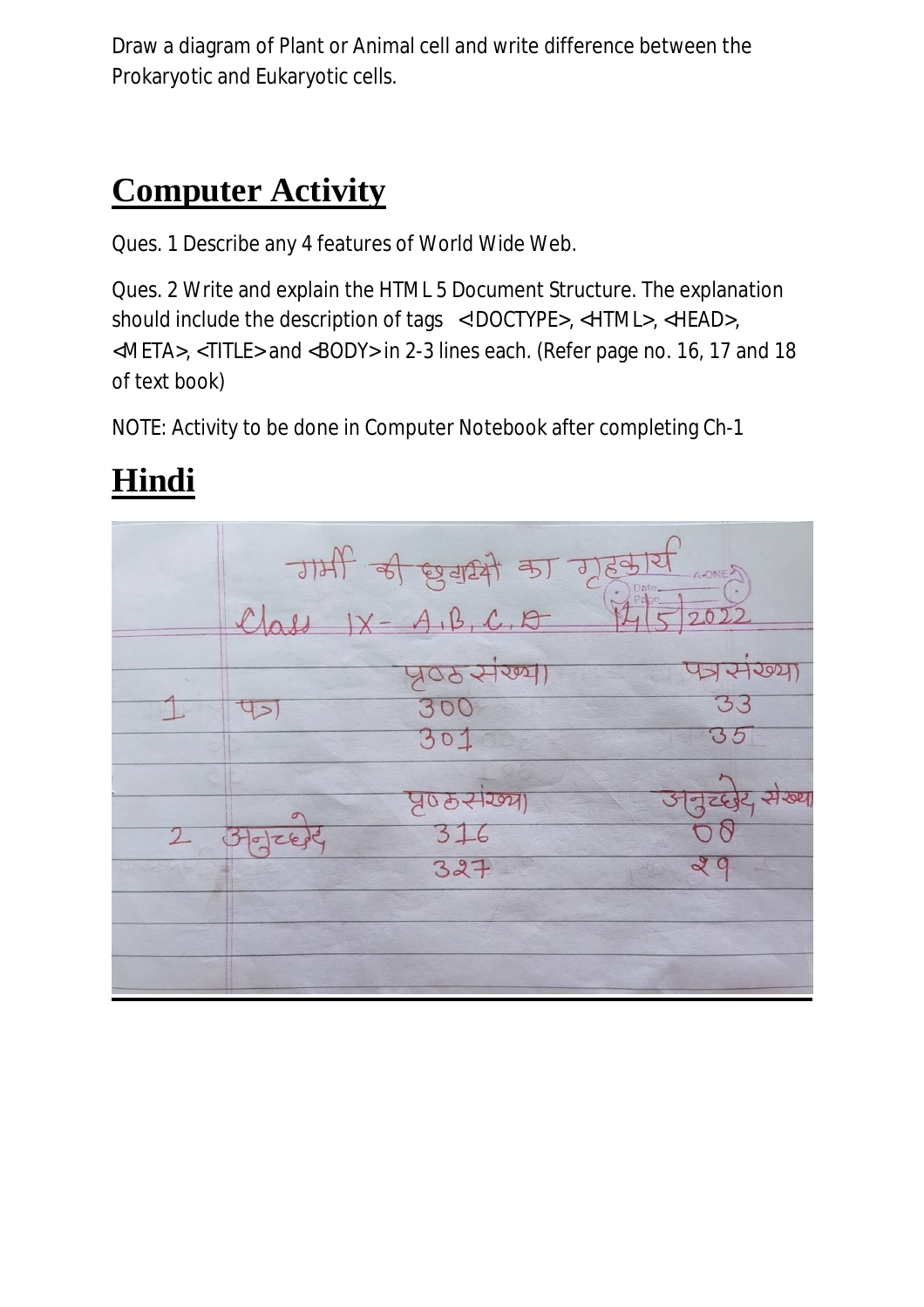Draw a diagram of Plant or Animal cell and write difference between the Prokaryotic and Eukaryotic cells.

## Computer Activity

Ques. 1 Describe any 4 features of World Wide Web.

Ques. 2 Write and explain the HTML 5 Document Structure. The explanation should include the description of tags <!DOCTYPE>, <HTML>, <HEAD>, <META>, <TITLE> and <BODY> in 2-3 lines each. (Refer page no. 16, 17 and 18 of text book)

NOTE: Activity to be done in Computer Notebook after completing Ch-1

## Hindi

गर्मी की छुट्टियों का गृहकार्य

Class IX - A, B, C, D 14/5/2022

| | | पृष्ठ संख्या | पत्र संख्या |
|---|---|---|---|
| 1 | पत्र | 300 | 33 |
| | | 301 | 35 |

| | | पृष्ठ संख्या | अनुच्छेद संख्या |
|---|---|---|---|
| 2 | अनुच्छेद | 316 | 08 |
| | | 327 | २9 |